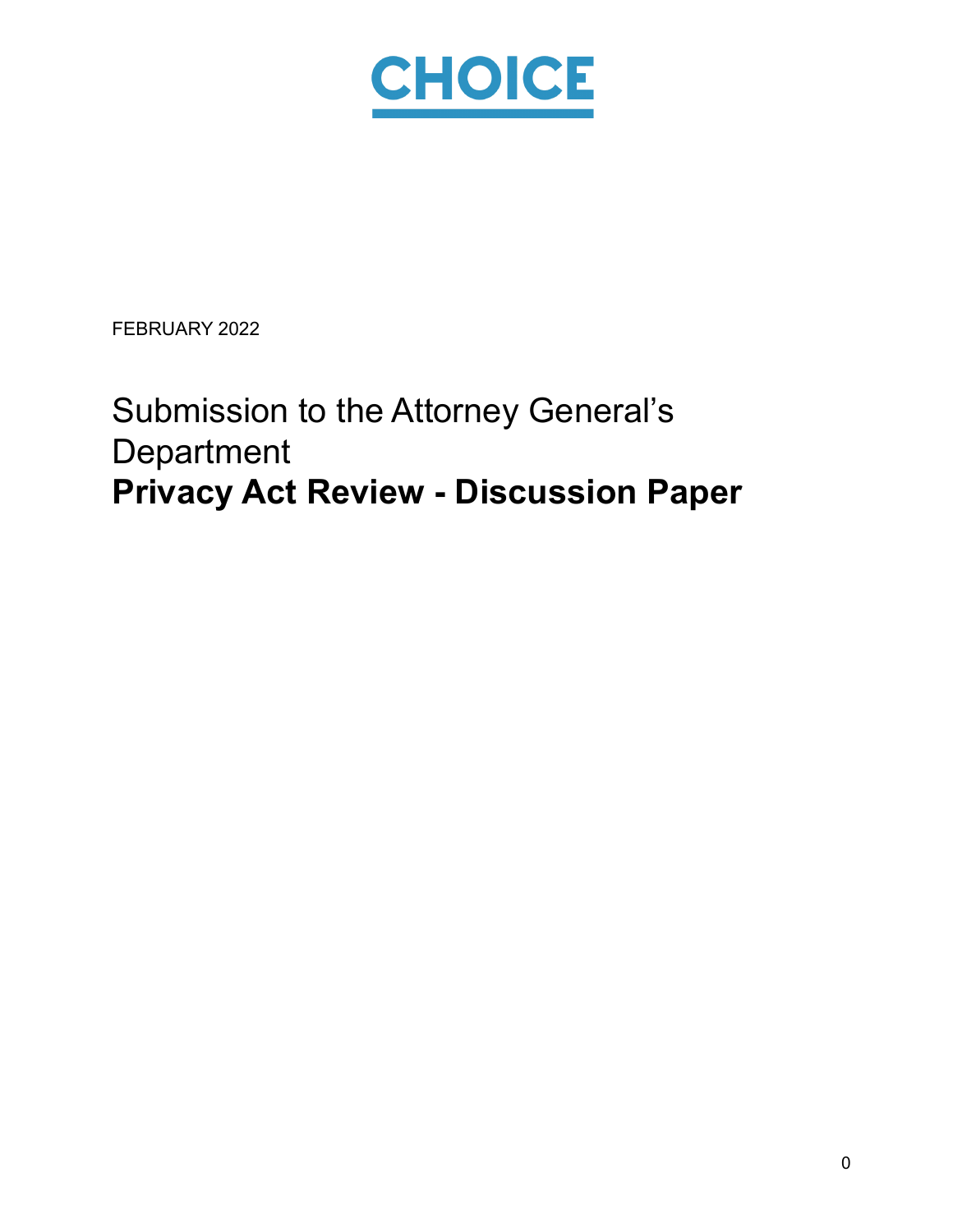CHOICE

FEBRUARY 2022

Submission to the Attorney General's Department

# Privacy Act Review - Discussion Paper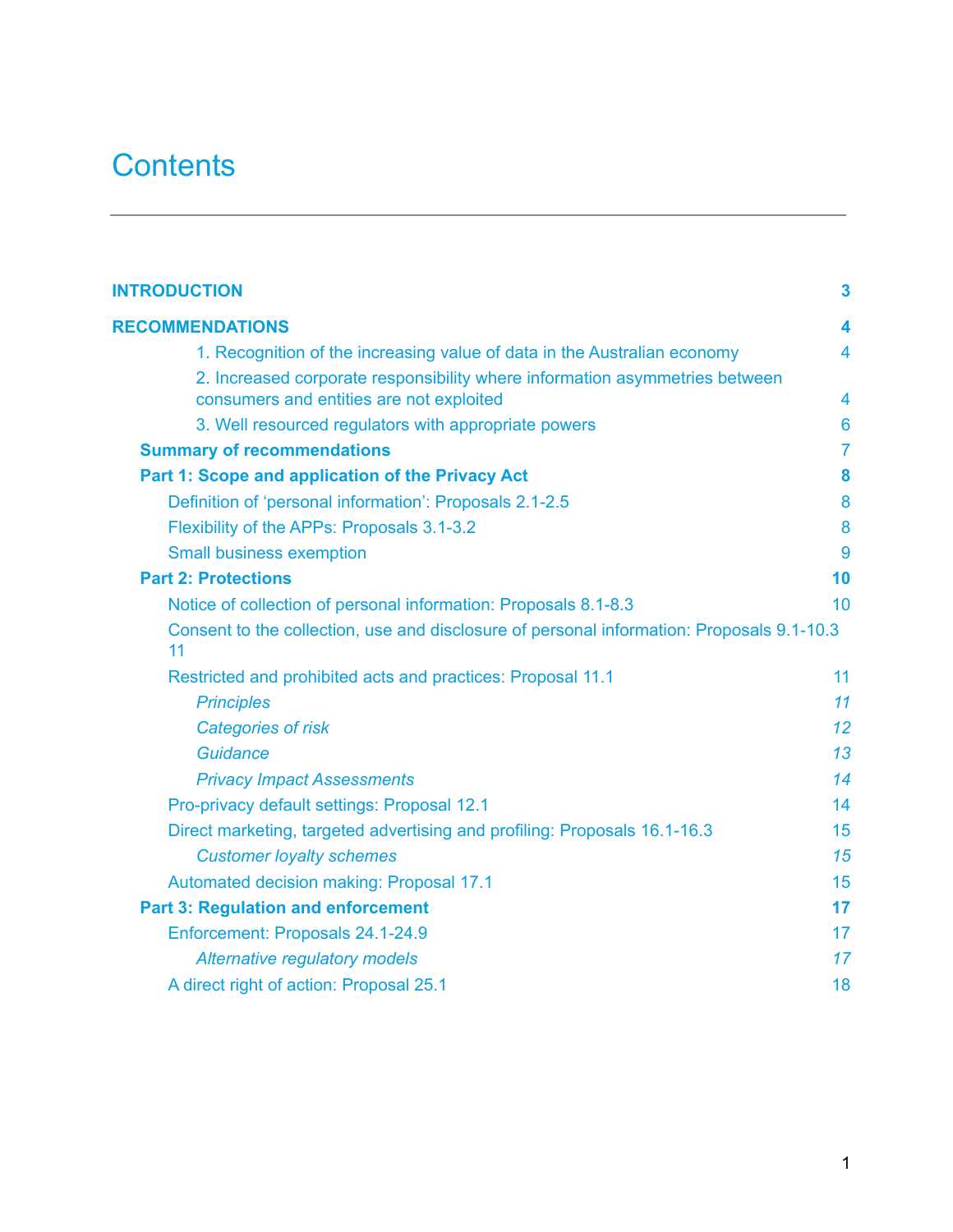# Contents

| | |
|---|---|
| **INTRODUCTION** | **3** |
| **RECOMMENDATIONS** | **4** |
| 1. Recognition of the increasing value of data in the Australian economy | 4 |
| 2. Increased corporate responsibility where information asymmetries between consumers and entities are not exploited | 4 |
| 3. Well resourced regulators with appropriate powers | 6 |
| **Summary of recommendations** | **7** |
| **Part 1: Scope and application of the Privacy Act** | **8** |
| Definition of 'personal information': Proposals 2.1-2.5 | 8 |
| Flexibility of the APPs: Proposals 3.1-3.2 | 8 |
| Small business exemption | 9 |
| **Part 2: Protections** | **10** |
| Notice of collection of personal information: Proposals 8.1-8.3 | 10 |
| Consent to the collection, use and disclosure of personal information: Proposals 9.1-10.3 | 11 |
| Restricted and prohibited acts and practices: Proposal 11.1 | 11 |
| *Principles* | *11* |
| *Categories of risk* | *12* |
| *Guidance* | *13* |
| *Privacy Impact Assessments* | *14* |
| Pro-privacy default settings: Proposal 12.1 | 14 |
| Direct marketing, targeted advertising and profiling: Proposals 16.1-16.3 | 15 |
| *Customer loyalty schemes* | *15* |
| Automated decision making: Proposal 17.1 | 15 |
| **Part 3: Regulation and enforcement** | **17** |
| Enforcement: Proposals 24.1-24.9 | 17 |
| *Alternative regulatory models* | *17* |
| A direct right of action: Proposal 25.1 | 18 |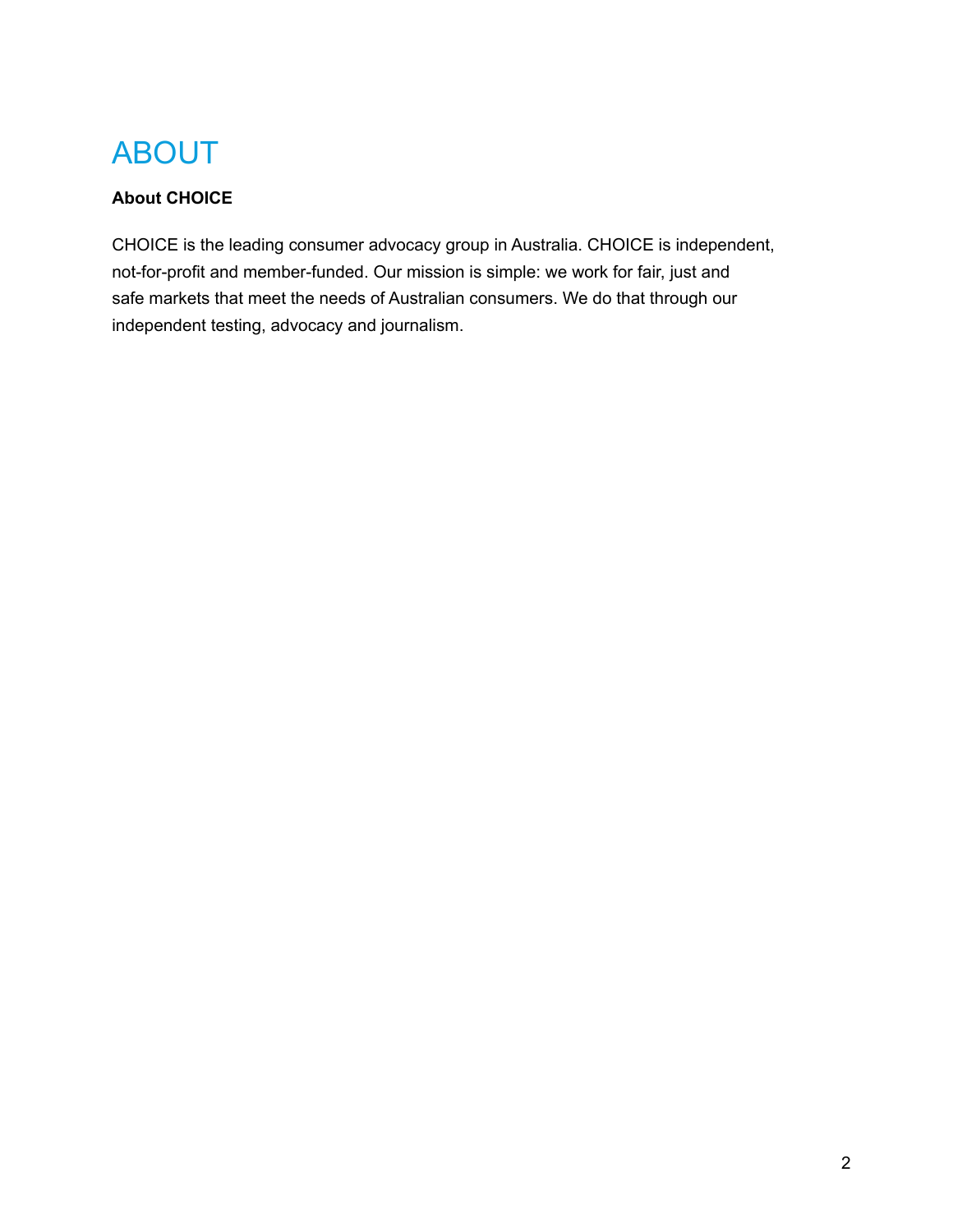# ABOUT

**About CHOICE**

CHOICE is the leading consumer advocacy group in Australia. CHOICE is independent, not-for-profit and member-funded. Our mission is simple: we work for fair, just and safe markets that meet the needs of Australian consumers. We do that through our independent testing, advocacy and journalism.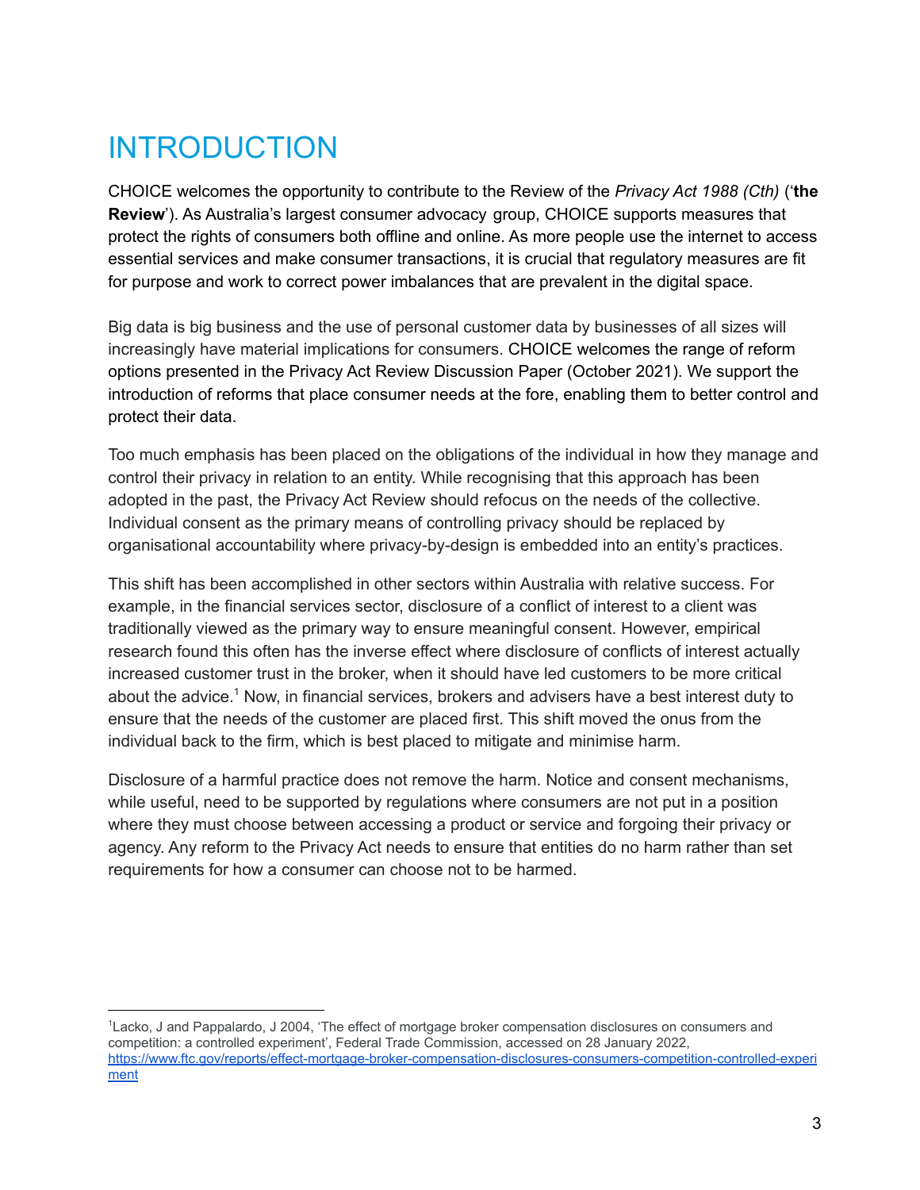# INTRODUCTION

CHOICE welcomes the opportunity to contribute to the Review of the *Privacy Act 1988 (Cth)* ('**the Review**'). As Australia's largest consumer advocacy group, CHOICE supports measures that protect the rights of consumers both offline and online. As more people use the internet to access essential services and make consumer transactions, it is crucial that regulatory measures are fit for purpose and work to correct power imbalances that are prevalent in the digital space.

Big data is big business and the use of personal customer data by businesses of all sizes will increasingly have material implications for consumers. CHOICE welcomes the range of reform options presented in the Privacy Act Review Discussion Paper (October 2021). We support the introduction of reforms that place consumer needs at the fore, enabling them to better control and protect their data.

Too much emphasis has been placed on the obligations of the individual in how they manage and control their privacy in relation to an entity. While recognising that this approach has been adopted in the past, the Privacy Act Review should refocus on the needs of the collective. Individual consent as the primary means of controlling privacy should be replaced by organisational accountability where privacy-by-design is embedded into an entity's practices.

This shift has been accomplished in other sectors within Australia with relative success. For example, in the financial services sector, disclosure of a conflict of interest to a client was traditionally viewed as the primary way to ensure meaningful consent. However, empirical research found this often has the inverse effect where disclosure of conflicts of interest actually increased customer trust in the broker, when it should have led customers to be more critical about the advice.[1] Now, in financial services, brokers and advisers have a best interest duty to ensure that the needs of the customer are placed first. This shift moved the onus from the individual back to the firm, which is best placed to mitigate and minimise harm.

Disclosure of a harmful practice does not remove the harm. Notice and consent mechanisms, while useful, need to be supported by regulations where consumers are not put in a position where they must choose between accessing a product or service and forgoing their privacy or agency. Any reform to the Privacy Act needs to ensure that entities do no harm rather than set requirements for how a consumer can choose not to be harmed.

---

[1] Lacko, J and Pappalardo, J 2004, 'The effect of mortgage broker compensation disclosures on consumers and competition: a controlled experiment', Federal Trade Commission, accessed on 28 January 2022, https://www.ftc.gov/reports/effect-mortgage-broker-compensation-disclosures-consumers-competition-controlled-experiment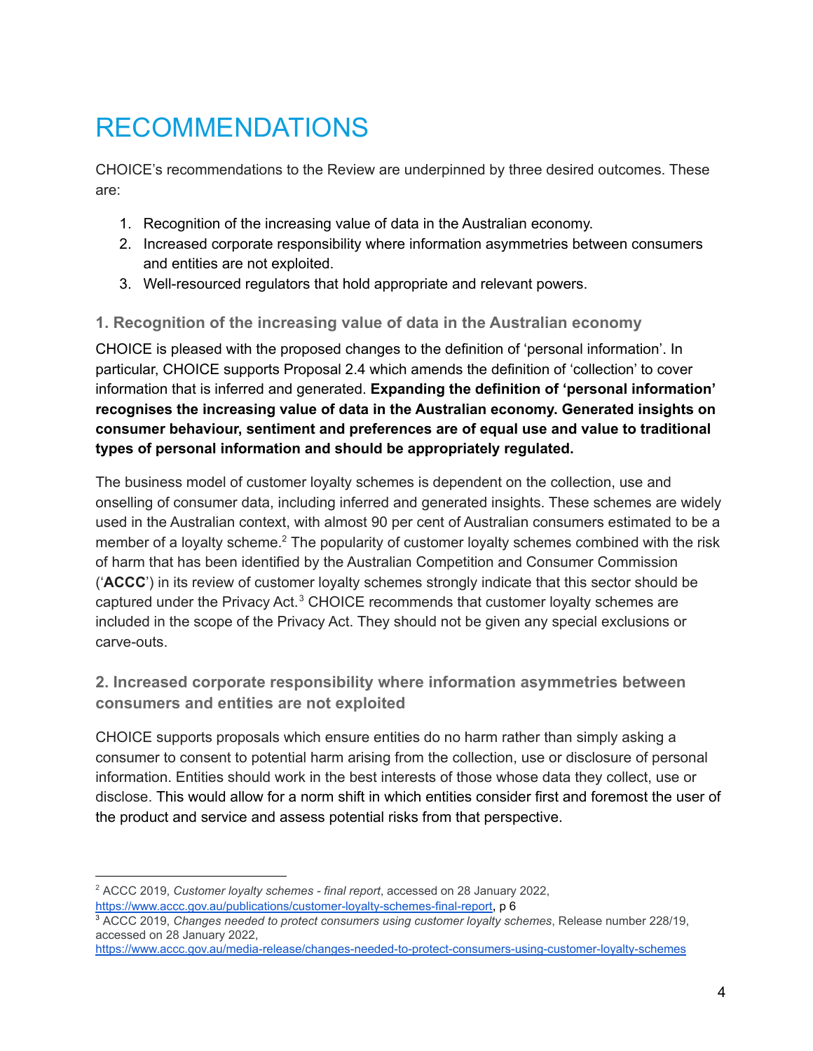# RECOMMENDATIONS

CHOICE's recommendations to the Review are underpinned by three desired outcomes. These are:

1. Recognition of the increasing value of data in the Australian economy.
2. Increased corporate responsibility where information asymmetries between consumers and entities are not exploited.
3. Well-resourced regulators that hold appropriate and relevant powers.

### 1. Recognition of the increasing value of data in the Australian economy

CHOICE is pleased with the proposed changes to the definition of 'personal information'. In particular, CHOICE supports Proposal 2.4 which amends the definition of 'collection' to cover information that is inferred and generated. **Expanding the definition of 'personal information' recognises the increasing value of data in the Australian economy. Generated insights on consumer behaviour, sentiment and preferences are of equal use and value to traditional types of personal information and should be appropriately regulated.**

The business model of customer loyalty schemes is dependent on the collection, use and onselling of consumer data, including inferred and generated insights. These schemes are widely used in the Australian context, with almost 90 per cent of Australian consumers estimated to be a member of a loyalty scheme.[2] The popularity of customer loyalty schemes combined with the risk of harm that has been identified by the Australian Competition and Consumer Commission ('**ACCC**') in its review of customer loyalty schemes strongly indicate that this sector should be captured under the Privacy Act.[3] CHOICE recommends that customer loyalty schemes are included in the scope of the Privacy Act. They should not be given any special exclusions or carve-outs.

### 2. Increased corporate responsibility where information asymmetries between consumers and entities are not exploited

CHOICE supports proposals which ensure entities do no harm rather than simply asking a consumer to consent to potential harm arising from the collection, use or disclosure of personal information. Entities should work in the best interests of those whose data they collect, use or disclose. This would allow for a norm shift in which entities consider first and foremost the user of the product and service and assess potential risks from that perspective.

---

[2] ACCC 2019, *Customer loyalty schemes - final report*, accessed on 28 January 2022, https://www.accc.gov.au/publications/customer-loyalty-schemes-final-report, p 6

[3] ACCC 2019, *Changes needed to protect consumers using customer loyalty schemes*, Release number 228/19, accessed on 28 January 2022, https://www.accc.gov.au/media-release/changes-needed-to-protect-consumers-using-customer-loyalty-schemes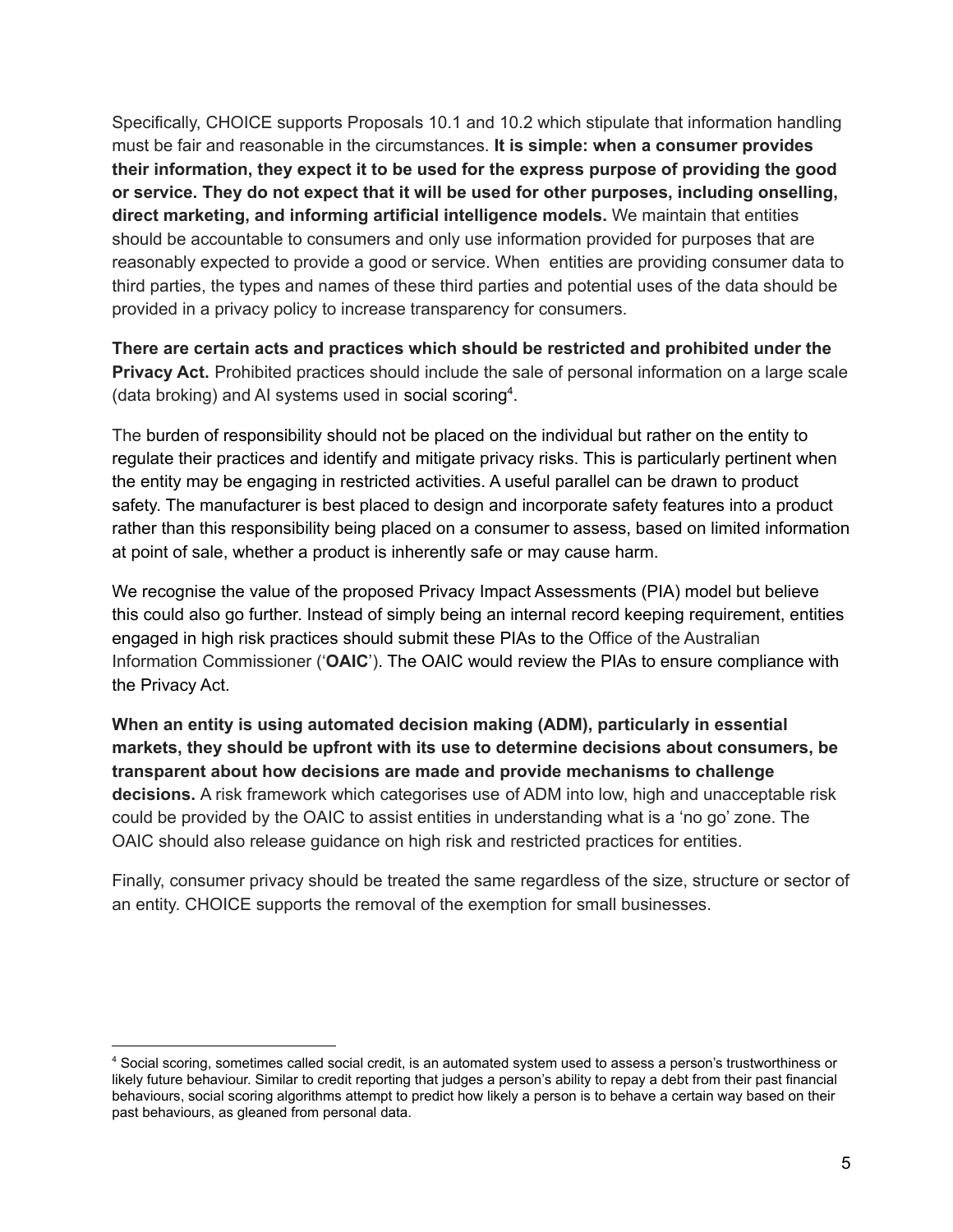Specifically, CHOICE supports Proposals 10.1 and 10.2 which stipulate that information handling must be fair and reasonable in the circumstances. **It is simple: when a consumer provides their information, they expect it to be used for the express purpose of providing the good or service. They do not expect that it will be used for other purposes, including onselling, direct marketing, and informing artificial intelligence models.** We maintain that entities should be accountable to consumers and only use information provided for purposes that are reasonably expected to provide a good or service. When entities are providing consumer data to third parties, the types and names of these third parties and potential uses of the data should be provided in a privacy policy to increase transparency for consumers.

**There are certain acts and practices which should be restricted and prohibited under the Privacy Act.** Prohibited practices should include the sale of personal information on a large scale (data broking) and AI systems used in social scoring[4].

The burden of responsibility should not be placed on the individual but rather on the entity to regulate their practices and identify and mitigate privacy risks. This is particularly pertinent when the entity may be engaging in restricted activities. A useful parallel can be drawn to product safety. The manufacturer is best placed to design and incorporate safety features into a product rather than this responsibility being placed on a consumer to assess, based on limited information at point of sale, whether a product is inherently safe or may cause harm.

We recognise the value of the proposed Privacy Impact Assessments (PIA) model but believe this could also go further. Instead of simply being an internal record keeping requirement, entities engaged in high risk practices should submit these PIAs to the Office of the Australian Information Commissioner ('**OAIC**'). The OAIC would review the PIAs to ensure compliance with the Privacy Act.

**When an entity is using automated decision making (ADM), particularly in essential markets, they should be upfront with its use to determine decisions about consumers, be transparent about how decisions are made and provide mechanisms to challenge decisions.** A risk framework which categorises use of ADM into low, high and unacceptable risk could be provided by the OAIC to assist entities in understanding what is a 'no go' zone. The OAIC should also release guidance on high risk and restricted practices for entities.

Finally, consumer privacy should be treated the same regardless of the size, structure or sector of an entity. CHOICE supports the removal of the exemption for small businesses.

---

[4] Social scoring, sometimes called social credit, is an automated system used to assess a person's trustworthiness or likely future behaviour. Similar to credit reporting that judges a person's ability to repay a debt from their past financial behaviours, social scoring algorithms attempt to predict how likely a person is to behave a certain way based on their past behaviours, as gleaned from personal data.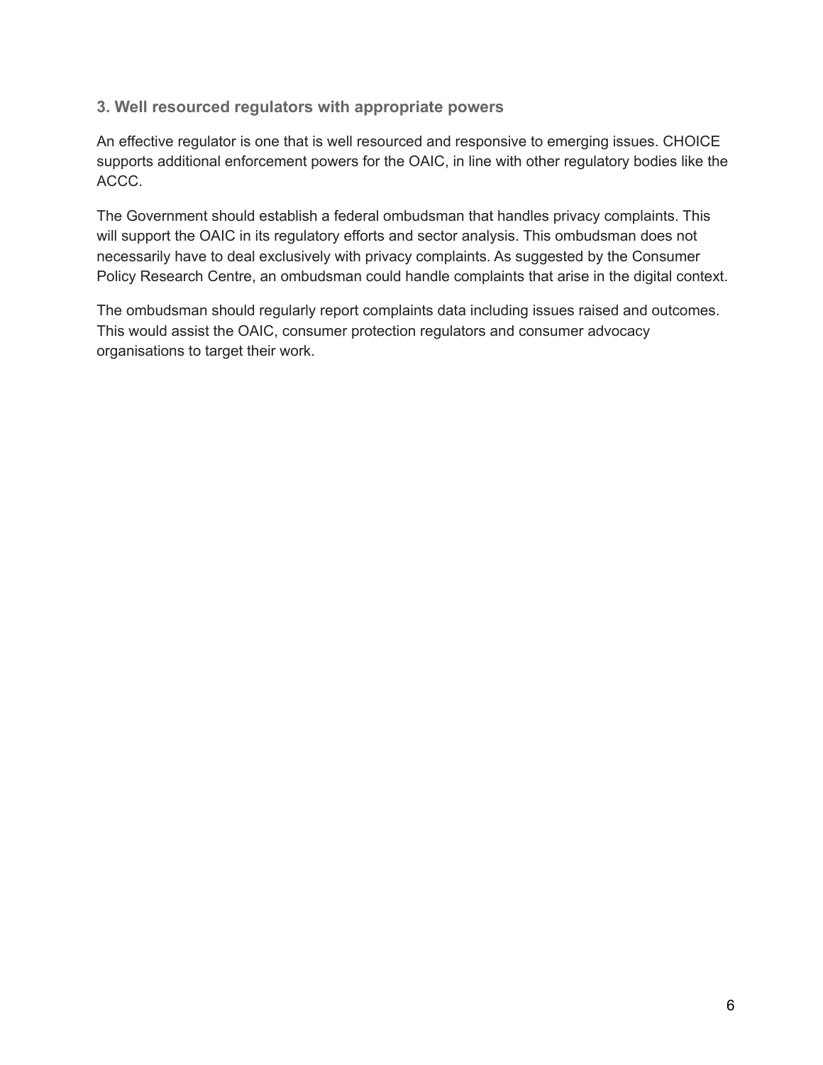### 3. Well resourced regulators with appropriate powers

An effective regulator is one that is well resourced and responsive to emerging issues. CHOICE supports additional enforcement powers for the OAIC, in line with other regulatory bodies like the ACCC.

The Government should establish a federal ombudsman that handles privacy complaints. This will support the OAIC in its regulatory efforts and sector analysis. This ombudsman does not necessarily have to deal exclusively with privacy complaints. As suggested by the Consumer Policy Research Centre, an ombudsman could handle complaints that arise in the digital context.

The ombudsman should regularly report complaints data including issues raised and outcomes. This would assist the OAIC, consumer protection regulators and consumer advocacy organisations to target their work.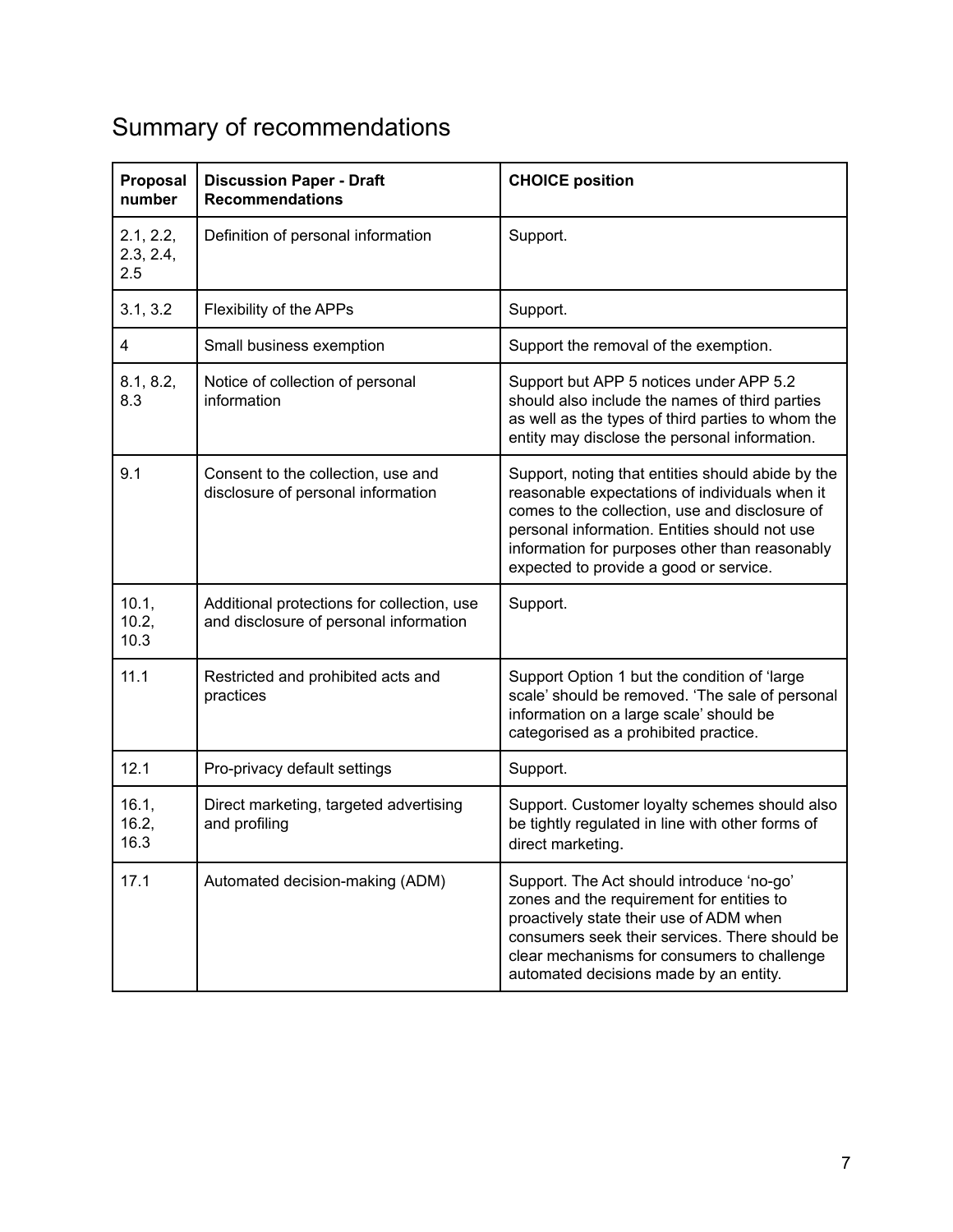## Summary of recommendations

| Proposal number | Discussion Paper - Draft Recommendations | CHOICE position |
|---|---|---|
| 2.1, 2.2, 2.3, 2.4, 2.5 | Definition of personal information | Support. |
| 3.1, 3.2 | Flexibility of the APPs | Support. |
| 4 | Small business exemption | Support the removal of the exemption. |
| 8.1, 8.2, 8.3 | Notice of collection of personal information | Support but APP 5 notices under APP 5.2 should also include the names of third parties as well as the types of third parties to whom the entity may disclose the personal information. |
| 9.1 | Consent to the collection, use and disclosure of personal information | Support, noting that entities should abide by the reasonable expectations of individuals when it comes to the collection, use and disclosure of personal information. Entities should not use information for purposes other than reasonably expected to provide a good or service. |
| 10.1, 10.2, 10.3 | Additional protections for collection, use and disclosure of personal information | Support. |
| 11.1 | Restricted and prohibited acts and practices | Support Option 1 but the condition of 'large scale' should be removed. 'The sale of personal information on a large scale' should be categorised as a prohibited practice. |
| 12.1 | Pro-privacy default settings | Support. |
| 16.1, 16.2, 16.3 | Direct marketing, targeted advertising and profiling | Support. Customer loyalty schemes should also be tightly regulated in line with other forms of direct marketing. |
| 17.1 | Automated decision-making (ADM) | Support. The Act should introduce 'no-go' zones and the requirement for entities to proactively state their use of ADM when consumers seek their services. There should be clear mechanisms for consumers to challenge automated decisions made by an entity. |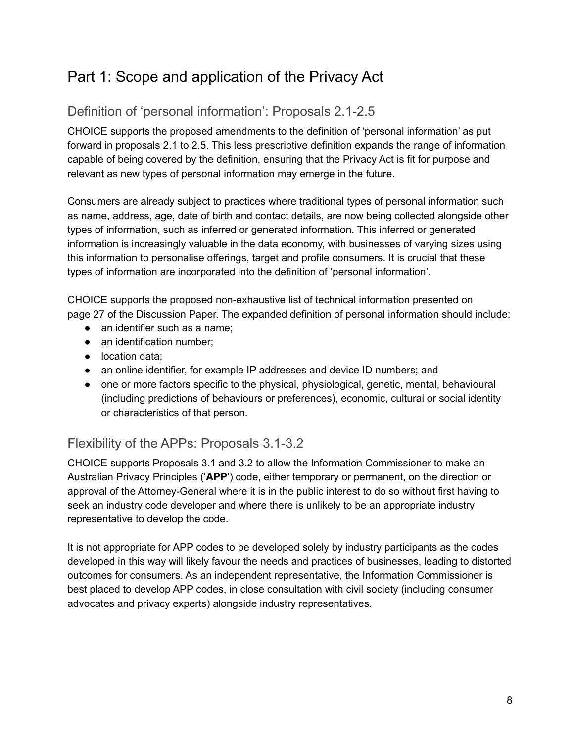# Part 1: Scope and application of the Privacy Act

## Definition of 'personal information': Proposals 2.1-2.5

CHOICE supports the proposed amendments to the definition of 'personal information' as put forward in proposals 2.1 to 2.5. This less prescriptive definition expands the range of information capable of being covered by the definition, ensuring that the Privacy Act is fit for purpose and relevant as new types of personal information may emerge in the future.

Consumers are already subject to practices where traditional types of personal information such as name, address, age, date of birth and contact details, are now being collected alongside other types of information, such as inferred or generated information. This inferred or generated information is increasingly valuable in the data economy, with businesses of varying sizes using this information to personalise offerings, target and profile consumers. It is crucial that these types of information are incorporated into the definition of 'personal information'.

CHOICE supports the proposed non-exhaustive list of technical information presented on page 27 of the Discussion Paper. The expanded definition of personal information should include:

- an identifier such as a name;
- an identification number;
- location data;
- an online identifier, for example IP addresses and device ID numbers; and
- one or more factors specific to the physical, physiological, genetic, mental, behavioural (including predictions of behaviours or preferences), economic, cultural or social identity or characteristics of that person.

## Flexibility of the APPs: Proposals 3.1-3.2

CHOICE supports Proposals 3.1 and 3.2 to allow the Information Commissioner to make an Australian Privacy Principles ('**APP**') code, either temporary or permanent, on the direction or approval of the Attorney-General where it is in the public interest to do so without first having to seek an industry code developer and where there is unlikely to be an appropriate industry representative to develop the code.

It is not appropriate for APP codes to be developed solely by industry participants as the codes developed in this way will likely favour the needs and practices of businesses, leading to distorted outcomes for consumers. As an independent representative, the Information Commissioner is best placed to develop APP codes, in close consultation with civil society (including consumer advocates and privacy experts) alongside industry representatives.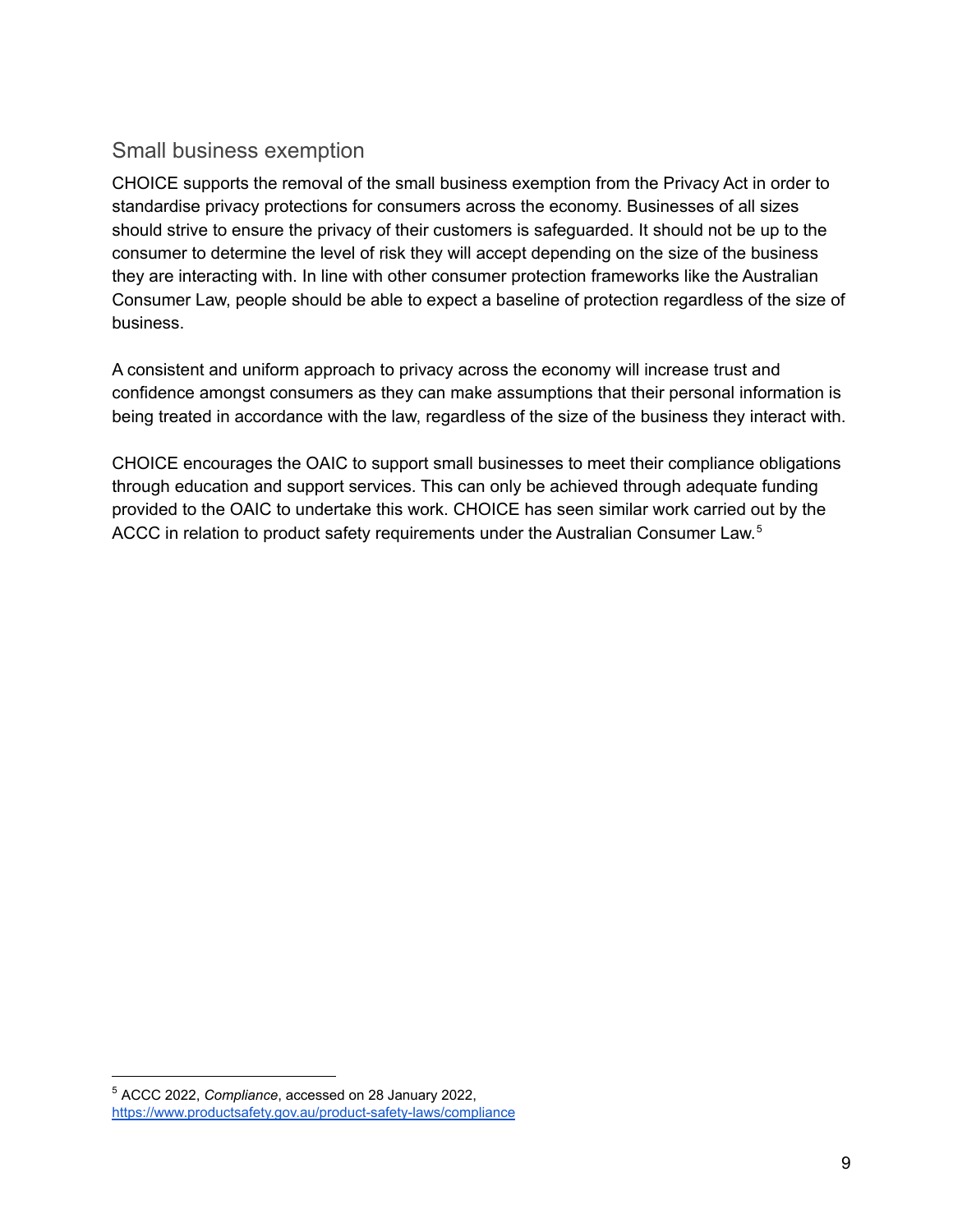## Small business exemption

CHOICE supports the removal of the small business exemption from the Privacy Act in order to standardise privacy protections for consumers across the economy. Businesses of all sizes should strive to ensure the privacy of their customers is safeguarded. It should not be up to the consumer to determine the level of risk they will accept depending on the size of the business they are interacting with. In line with other consumer protection frameworks like the Australian Consumer Law, people should be able to expect a baseline of protection regardless of the size of business.

A consistent and uniform approach to privacy across the economy will increase trust and confidence amongst consumers as they can make assumptions that their personal information is being treated in accordance with the law, regardless of the size of the business they interact with.

CHOICE encourages the OAIC to support small businesses to meet their compliance obligations through education and support services. This can only be achieved through adequate funding provided to the OAIC to undertake this work. CHOICE has seen similar work carried out by the ACCC in relation to product safety requirements under the Australian Consumer Law.[5]

---

[5] ACCC 2022, *Compliance*, accessed on 28 January 2022, https://www.productsafety.gov.au/product-safety-laws/compliance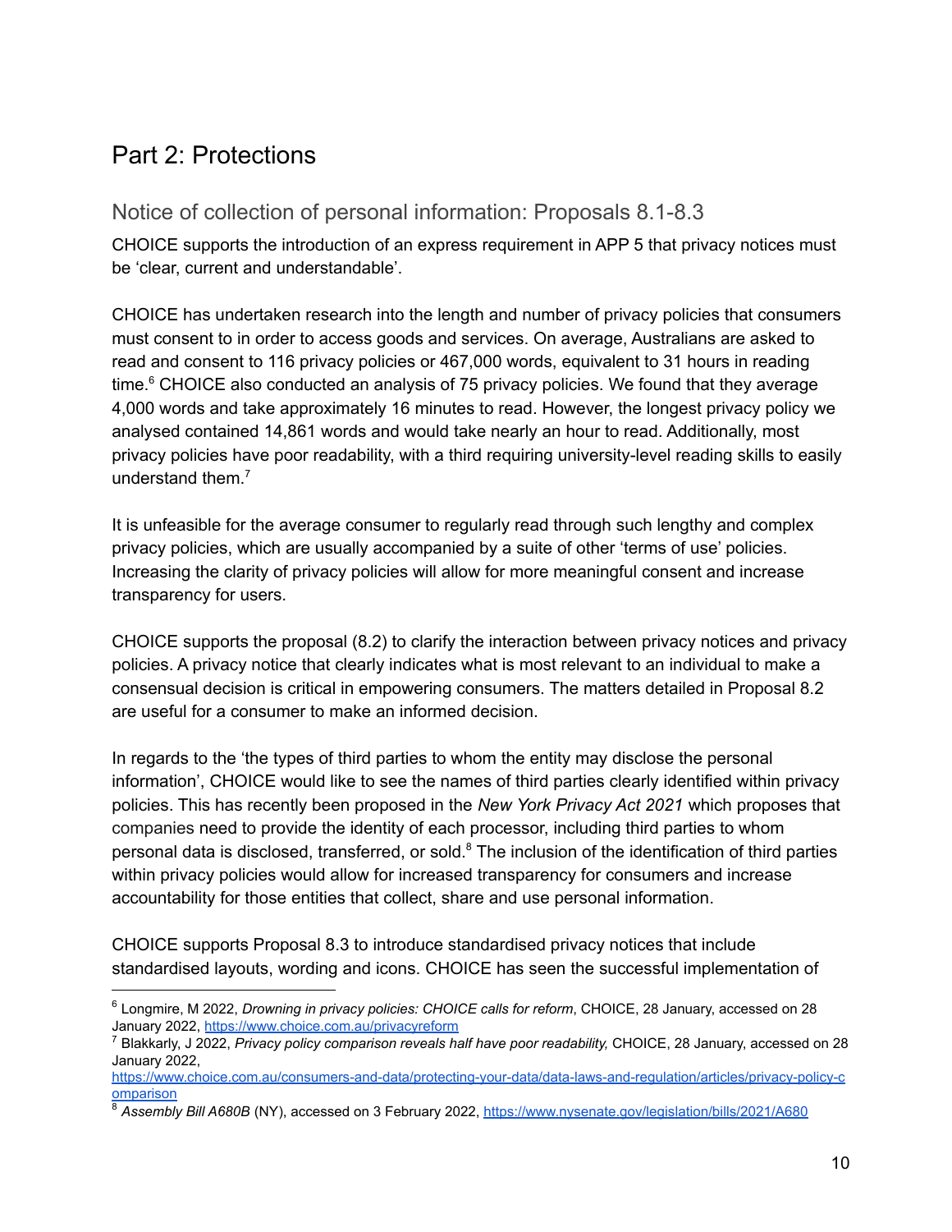# Part 2: Protections

## Notice of collection of personal information: Proposals 8.1-8.3

CHOICE supports the introduction of an express requirement in APP 5 that privacy notices must be 'clear, current and understandable'.

CHOICE has undertaken research into the length and number of privacy policies that consumers must consent to in order to access goods and services. On average, Australians are asked to read and consent to 116 privacy policies or 467,000 words, equivalent to 31 hours in reading time.[6] CHOICE also conducted an analysis of 75 privacy policies. We found that they average 4,000 words and take approximately 16 minutes to read. However, the longest privacy policy we analysed contained 14,861 words and would take nearly an hour to read. Additionally, most privacy policies have poor readability, with a third requiring university-level reading skills to easily understand them.[7]

It is unfeasible for the average consumer to regularly read through such lengthy and complex privacy policies, which are usually accompanied by a suite of other 'terms of use' policies. Increasing the clarity of privacy policies will allow for more meaningful consent and increase transparency for users.

CHOICE supports the proposal (8.2) to clarify the interaction between privacy notices and privacy policies. A privacy notice that clearly indicates what is most relevant to an individual to make a consensual decision is critical in empowering consumers. The matters detailed in Proposal 8.2 are useful for a consumer to make an informed decision.

In regards to the 'the types of third parties to whom the entity may disclose the personal information', CHOICE would like to see the names of third parties clearly identified within privacy policies. This has recently been proposed in the *New York Privacy Act 2021* which proposes that companies need to provide the identity of each processor, including third parties to whom personal data is disclosed, transferred, or sold.[8] The inclusion of the identification of third parties within privacy policies would allow for increased transparency for consumers and increase accountability for those entities that collect, share and use personal information.

CHOICE supports Proposal 8.3 to introduce standardised privacy notices that include standardised layouts, wording and icons. CHOICE has seen the successful implementation of

---

[6] Longmire, M 2022, *Drowning in privacy policies: CHOICE calls for reform*, CHOICE, 28 January, accessed on 28 January 2022, https://www.choice.com.au/privacyreform

[7] Blakkarly, J 2022, *Privacy policy comparison reveals half have poor readability,* CHOICE, 28 January, accessed on 28 January 2022, https://www.choice.com.au/consumers-and-data/protecting-your-data/data-laws-and-regulation/articles/privacy-policy-comparison

[8] *Assembly Bill A680B* (NY), accessed on 3 February 2022, https://www.nysenate.gov/legislation/bills/2021/A680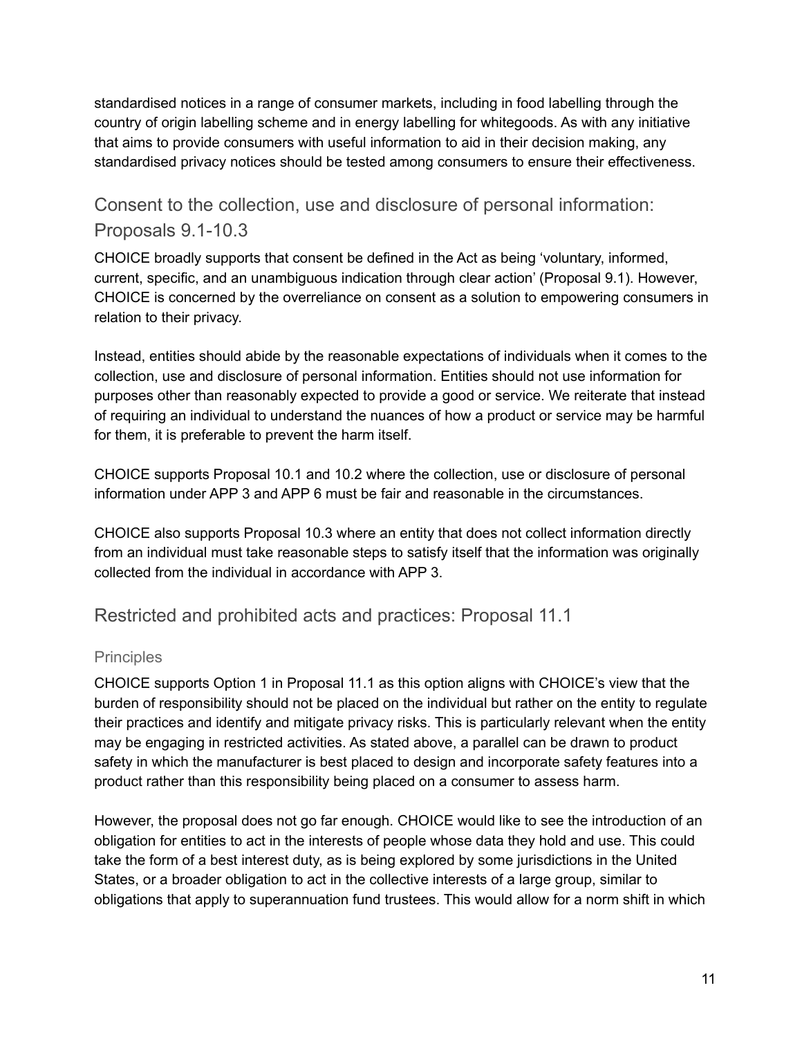standardised notices in a range of consumer markets, including in food labelling through the country of origin labelling scheme and in energy labelling for whitegoods. As with any initiative that aims to provide consumers with useful information to aid in their decision making, any standardised privacy notices should be tested among consumers to ensure their effectiveness.

## Consent to the collection, use and disclosure of personal information: Proposals 9.1-10.3

CHOICE broadly supports that consent be defined in the Act as being 'voluntary, informed, current, specific, and an unambiguous indication through clear action' (Proposal 9.1). However, CHOICE is concerned by the overreliance on consent as a solution to empowering consumers in relation to their privacy.

Instead, entities should abide by the reasonable expectations of individuals when it comes to the collection, use and disclosure of personal information. Entities should not use information for purposes other than reasonably expected to provide a good or service. We reiterate that instead of requiring an individual to understand the nuances of how a product or service may be harmful for them, it is preferable to prevent the harm itself.

CHOICE supports Proposal 10.1 and 10.2 where the collection, use or disclosure of personal information under APP 3 and APP 6 must be fair and reasonable in the circumstances.

CHOICE also supports Proposal 10.3 where an entity that does not collect information directly from an individual must take reasonable steps to satisfy itself that the information was originally collected from the individual in accordance with APP 3.

## Restricted and prohibited acts and practices: Proposal 11.1

### Principles

CHOICE supports Option 1 in Proposal 11.1 as this option aligns with CHOICE's view that the burden of responsibility should not be placed on the individual but rather on the entity to regulate their practices and identify and mitigate privacy risks. This is particularly relevant when the entity may be engaging in restricted activities. As stated above, a parallel can be drawn to product safety in which the manufacturer is best placed to design and incorporate safety features into a product rather than this responsibility being placed on a consumer to assess harm.

However, the proposal does not go far enough. CHOICE would like to see the introduction of an obligation for entities to act in the interests of people whose data they hold and use. This could take the form of a best interest duty, as is being explored by some jurisdictions in the United States, or a broader obligation to act in the collective interests of a large group, similar to obligations that apply to superannuation fund trustees. This would allow for a norm shift in which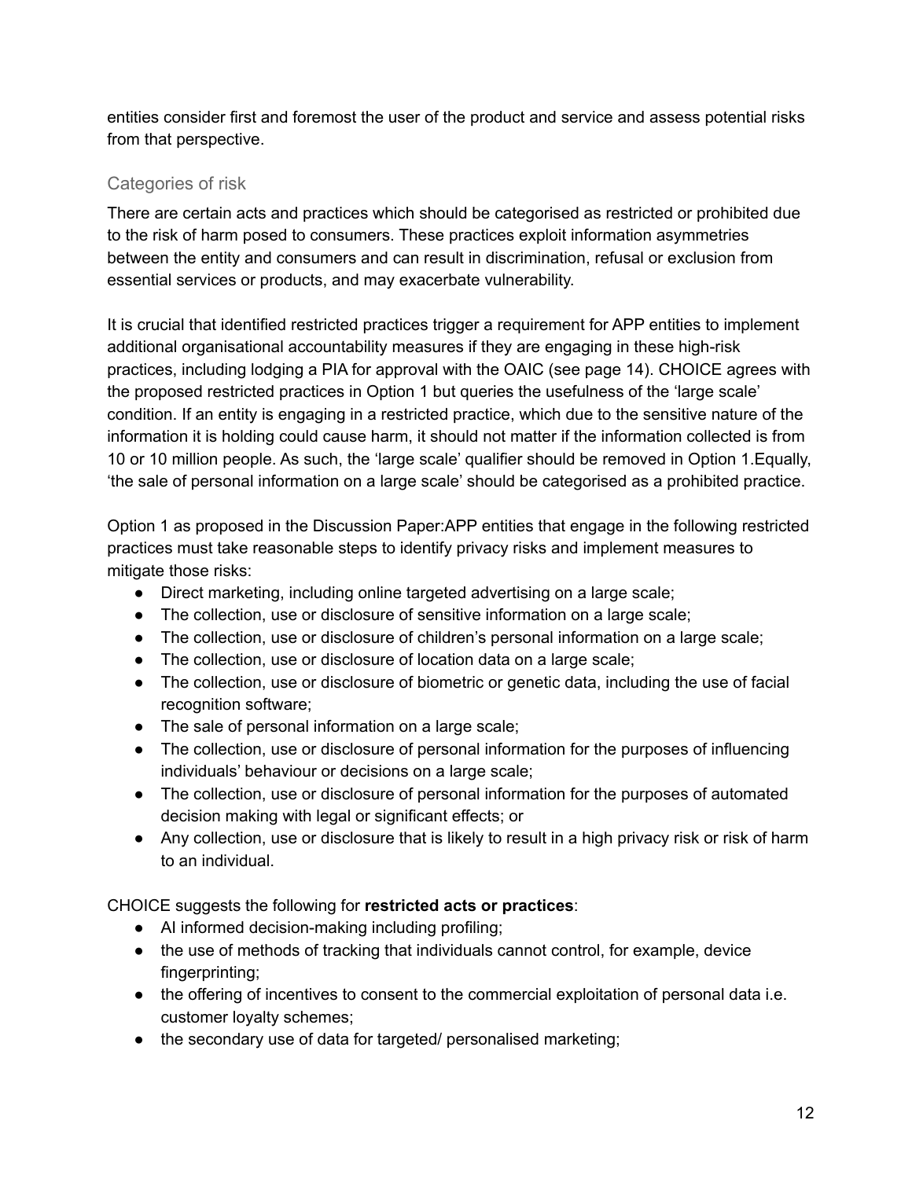entities consider first and foremost the user of the product and service and assess potential risks from that perspective.

### Categories of risk

There are certain acts and practices which should be categorised as restricted or prohibited due to the risk of harm posed to consumers. These practices exploit information asymmetries between the entity and consumers and can result in discrimination, refusal or exclusion from essential services or products, and may exacerbate vulnerability.

It is crucial that identified restricted practices trigger a requirement for APP entities to implement additional organisational accountability measures if they are engaging in these high-risk practices, including lodging a PIA for approval with the OAIC (see page 14). CHOICE agrees with the proposed restricted practices in Option 1 but queries the usefulness of the 'large scale' condition. If an entity is engaging in a restricted practice, which due to the sensitive nature of the information it is holding could cause harm, it should not matter if the information collected is from 10 or 10 million people. As such, the 'large scale' qualifier should be removed in Option 1.Equally, 'the sale of personal information on a large scale' should be categorised as a prohibited practice.

Option 1 as proposed in the Discussion Paper:APP entities that engage in the following restricted practices must take reasonable steps to identify privacy risks and implement measures to mitigate those risks:

- Direct marketing, including online targeted advertising on a large scale;
- The collection, use or disclosure of sensitive information on a large scale;
- The collection, use or disclosure of children's personal information on a large scale;
- The collection, use or disclosure of location data on a large scale;
- The collection, use or disclosure of biometric or genetic data, including the use of facial recognition software;
- The sale of personal information on a large scale;
- The collection, use or disclosure of personal information for the purposes of influencing individuals' behaviour or decisions on a large scale;
- The collection, use or disclosure of personal information for the purposes of automated decision making with legal or significant effects; or
- Any collection, use or disclosure that is likely to result in a high privacy risk or risk of harm to an individual.

CHOICE suggests the following for **restricted acts or practices**:

- AI informed decision-making including profiling;
- the use of methods of tracking that individuals cannot control, for example, device fingerprinting;
- the offering of incentives to consent to the commercial exploitation of personal data i.e. customer loyalty schemes;
- the secondary use of data for targeted/ personalised marketing;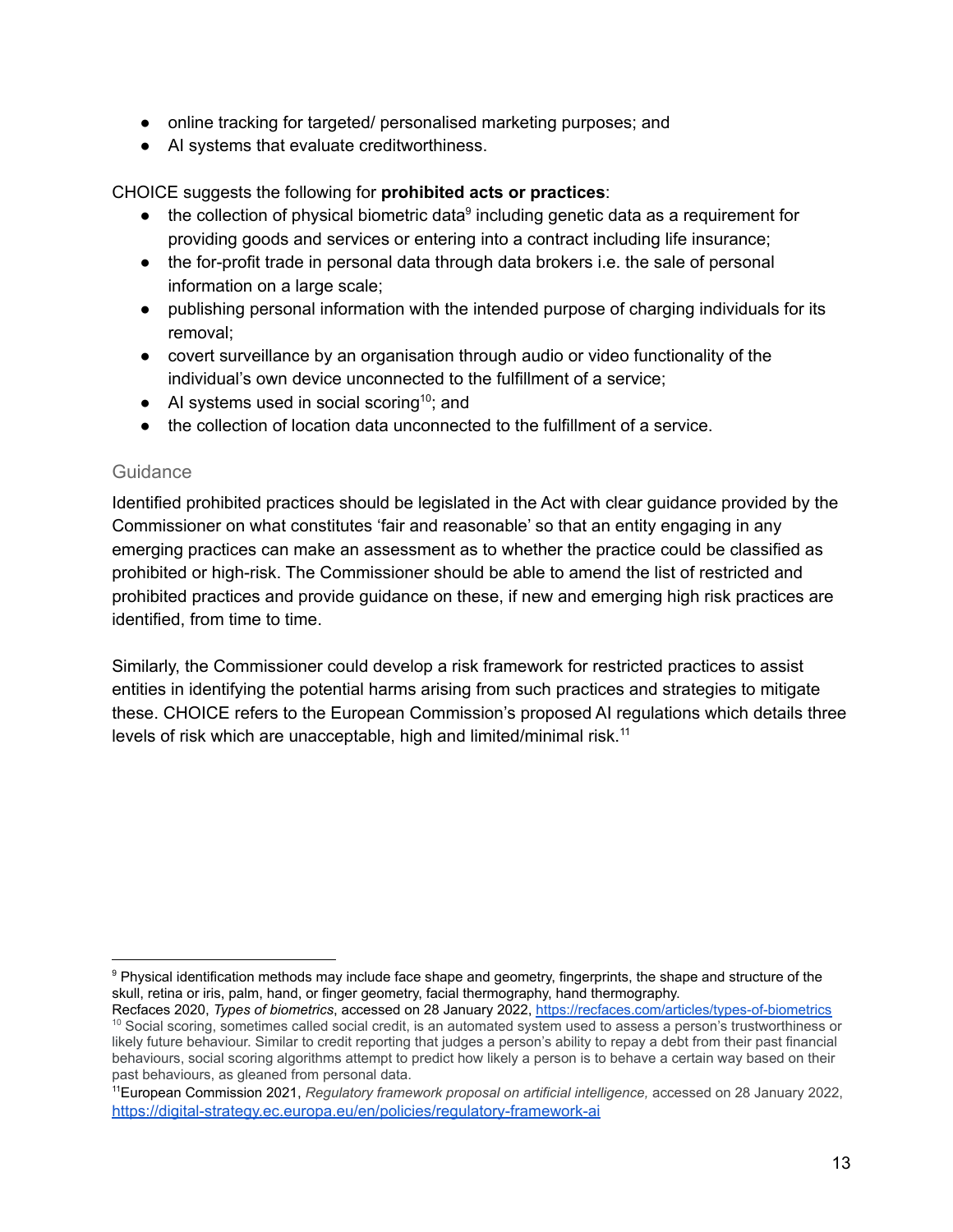- online tracking for targeted/ personalised marketing purposes; and
- AI systems that evaluate creditworthiness.

CHOICE suggests the following for **prohibited acts or practices**:

- the collection of physical biometric data[9] including genetic data as a requirement for providing goods and services or entering into a contract including life insurance;
- the for-profit trade in personal data through data brokers i.e. the sale of personal information on a large scale;
- publishing personal information with the intended purpose of charging individuals for its removal;
- covert surveillance by an organisation through audio or video functionality of the individual's own device unconnected to the fulfillment of a service;
- AI systems used in social scoring[10]; and
- the collection of location data unconnected to the fulfillment of a service.

### Guidance

Identified prohibited practices should be legislated in the Act with clear guidance provided by the Commissioner on what constitutes 'fair and reasonable' so that an entity engaging in any emerging practices can make an assessment as to whether the practice could be classified as prohibited or high-risk. The Commissioner should be able to amend the list of restricted and prohibited practices and provide guidance on these, if new and emerging high risk practices are identified, from time to time.

Similarly, the Commissioner could develop a risk framework for restricted practices to assist entities in identifying the potential harms arising from such practices and strategies to mitigate these. CHOICE refers to the European Commission's proposed AI regulations which details three levels of risk which are unacceptable, high and limited/minimal risk.[11]

---

[9] Physical identification methods may include face shape and geometry, fingerprints, the shape and structure of the skull, retina or iris, palm, hand, or finger geometry, facial thermography, hand thermography. Recfaces 2020, *Types of biometrics*, accessed on 28 January 2022, https://recfaces.com/articles/types-of-biometrics

[10] Social scoring, sometimes called social credit, is an automated system used to assess a person's trustworthiness or likely future behaviour. Similar to credit reporting that judges a person's ability to repay a debt from their past financial behaviours, social scoring algorithms attempt to predict how likely a person is to behave a certain way based on their past behaviours, as gleaned from personal data.

[11] European Commission 2021, *Regulatory framework proposal on artificial intelligence,* accessed on 28 January 2022, https://digital-strategy.ec.europa.eu/en/policies/regulatory-framework-ai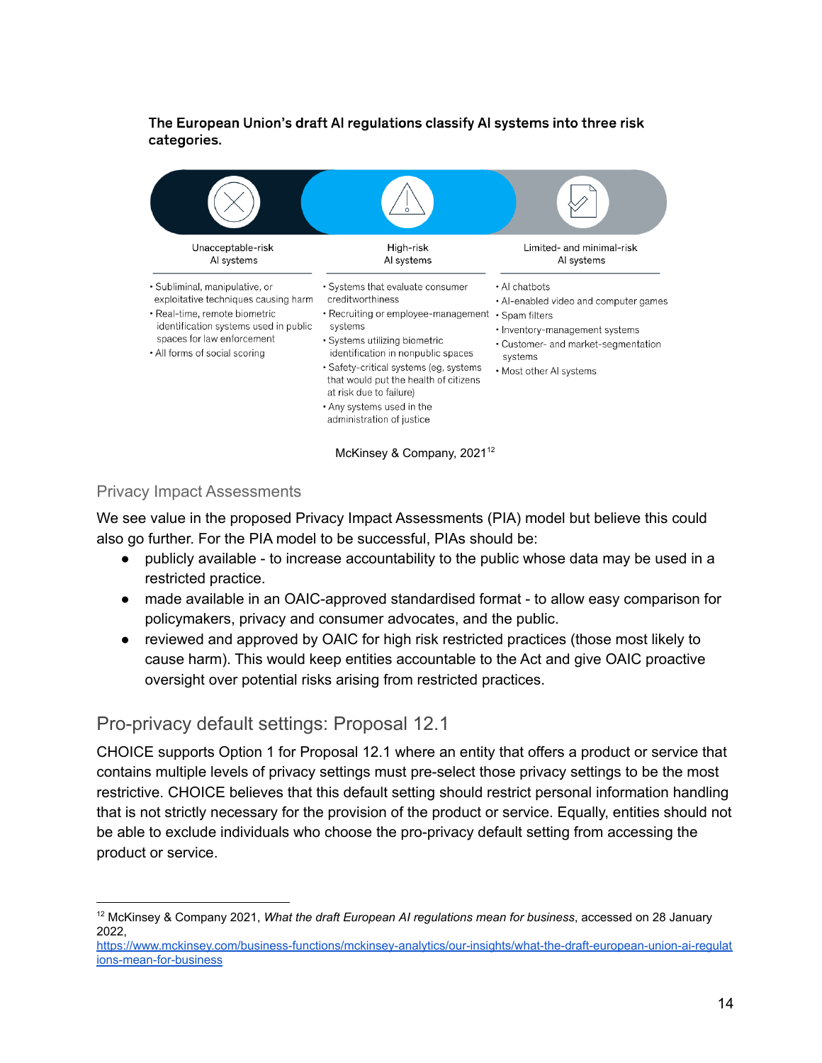**The European Union's draft AI regulations classify AI systems into three risk categories.**

| Unacceptable-risk AI systems | High-risk AI systems | Limited- and minimal-risk AI systems |
|---|---|---|
| • Subliminal, manipulative, or exploitative techniques causing harm<br>• Real-time, remote biometric identification systems used in public spaces for law enforcement<br>• All forms of social scoring | • Systems that evaluate consumer creditworthiness<br>• Recruiting or employee-management systems<br>• Systems utilizing biometric identification in nonpublic spaces<br>• Safety-critical systems (eg, systems that would put the health of citizens at risk due to failure)<br>• Any systems used in the administration of justice | • AI chatbots<br>• AI-enabled video and computer games<br>• Spam filters<br>• Inventory-management systems<br>• Customer- and market-segmentation systems<br>• Most other AI systems |

McKinsey & Company, 2021[12]

### Privacy Impact Assessments

We see value in the proposed Privacy Impact Assessments (PIA) model but believe this could also go further. For the PIA model to be successful, PIAs should be:

- publicly available - to increase accountability to the public whose data may be used in a restricted practice.
- made available in an OAIC-approved standardised format - to allow easy comparison for policymakers, privacy and consumer advocates, and the public.
- reviewed and approved by OAIC for high risk restricted practices (those most likely to cause harm). This would keep entities accountable to the Act and give OAIC proactive oversight over potential risks arising from restricted practices.

## Pro-privacy default settings: Proposal 12.1

CHOICE supports Option 1 for Proposal 12.1 where an entity that offers a product or service that contains multiple levels of privacy settings must pre-select those privacy settings to be the most restrictive. CHOICE believes that this default setting should restrict personal information handling that is not strictly necessary for the provision of the product or service. Equally, entities should not be able to exclude individuals who choose the pro-privacy default setting from accessing the product or service.

---

[12] McKinsey & Company 2021, *What the draft European AI regulations mean for business*, accessed on 28 January 2022, https://www.mckinsey.com/business-functions/mckinsey-analytics/our-insights/what-the-draft-european-union-ai-regulations-mean-for-business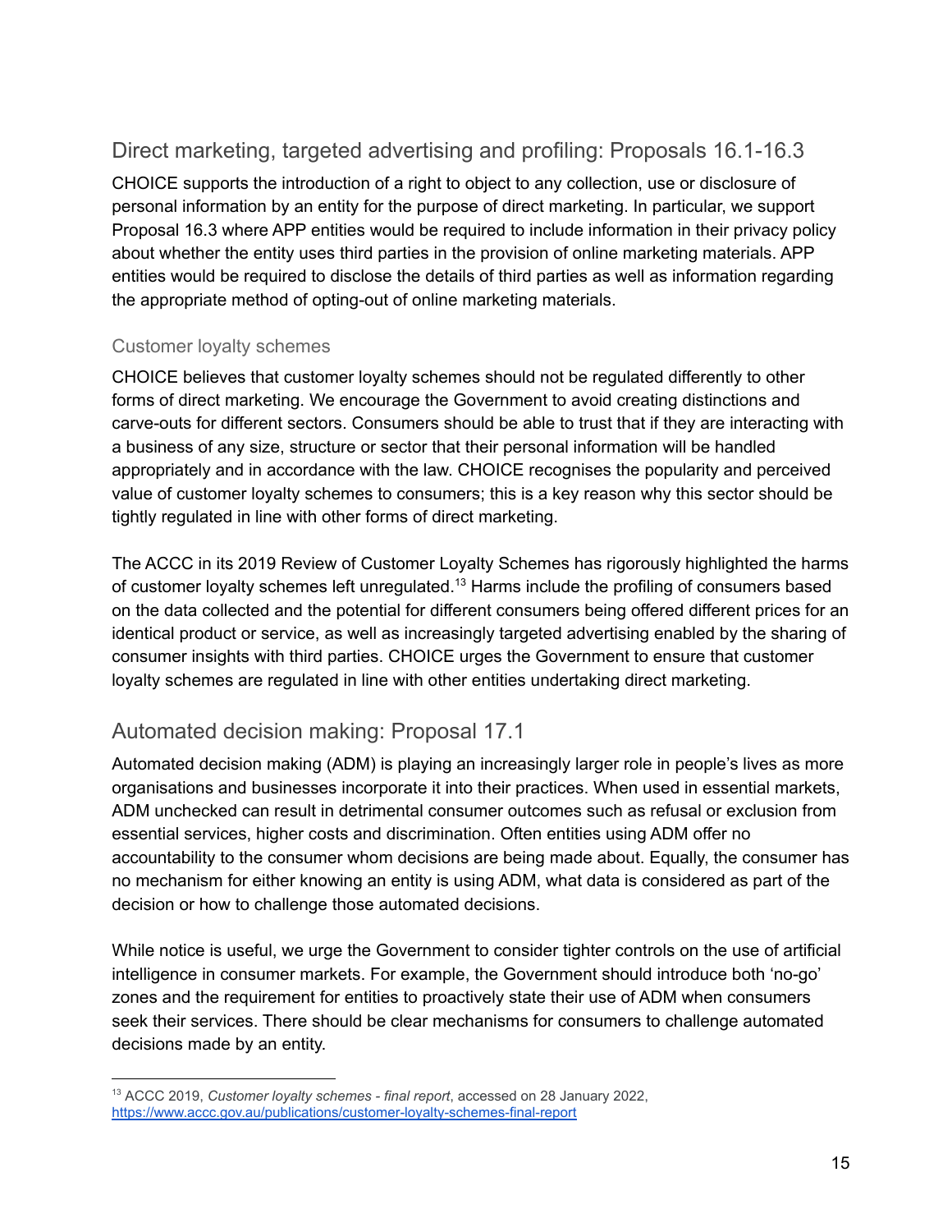## Direct marketing, targeted advertising and profiling: Proposals 16.1-16.3

CHOICE supports the introduction of a right to object to any collection, use or disclosure of personal information by an entity for the purpose of direct marketing. In particular, we support Proposal 16.3 where APP entities would be required to include information in their privacy policy about whether the entity uses third parties in the provision of online marketing materials. APP entities would be required to disclose the details of third parties as well as information regarding the appropriate method of opting-out of online marketing materials.

### Customer loyalty schemes

CHOICE believes that customer loyalty schemes should not be regulated differently to other forms of direct marketing. We encourage the Government to avoid creating distinctions and carve-outs for different sectors. Consumers should be able to trust that if they are interacting with a business of any size, structure or sector that their personal information will be handled appropriately and in accordance with the law. CHOICE recognises the popularity and perceived value of customer loyalty schemes to consumers; this is a key reason why this sector should be tightly regulated in line with other forms of direct marketing.

The ACCC in its 2019 Review of Customer Loyalty Schemes has rigorously highlighted the harms of customer loyalty schemes left unregulated.[13] Harms include the profiling of consumers based on the data collected and the potential for different consumers being offered different prices for an identical product or service, as well as increasingly targeted advertising enabled by the sharing of consumer insights with third parties. CHOICE urges the Government to ensure that customer loyalty schemes are regulated in line with other entities undertaking direct marketing.

## Automated decision making: Proposal 17.1

Automated decision making (ADM) is playing an increasingly larger role in people's lives as more organisations and businesses incorporate it into their practices. When used in essential markets, ADM unchecked can result in detrimental consumer outcomes such as refusal or exclusion from essential services, higher costs and discrimination. Often entities using ADM offer no accountability to the consumer whom decisions are being made about. Equally, the consumer has no mechanism for either knowing an entity is using ADM, what data is considered as part of the decision or how to challenge those automated decisions.

While notice is useful, we urge the Government to consider tighter controls on the use of artificial intelligence in consumer markets. For example, the Government should introduce both 'no-go' zones and the requirement for entities to proactively state their use of ADM when consumers seek their services. There should be clear mechanisms for consumers to challenge automated decisions made by an entity.

---

[13] ACCC 2019, *Customer loyalty schemes - final report*, accessed on 28 January 2022, https://www.accc.gov.au/publications/customer-loyalty-schemes-final-report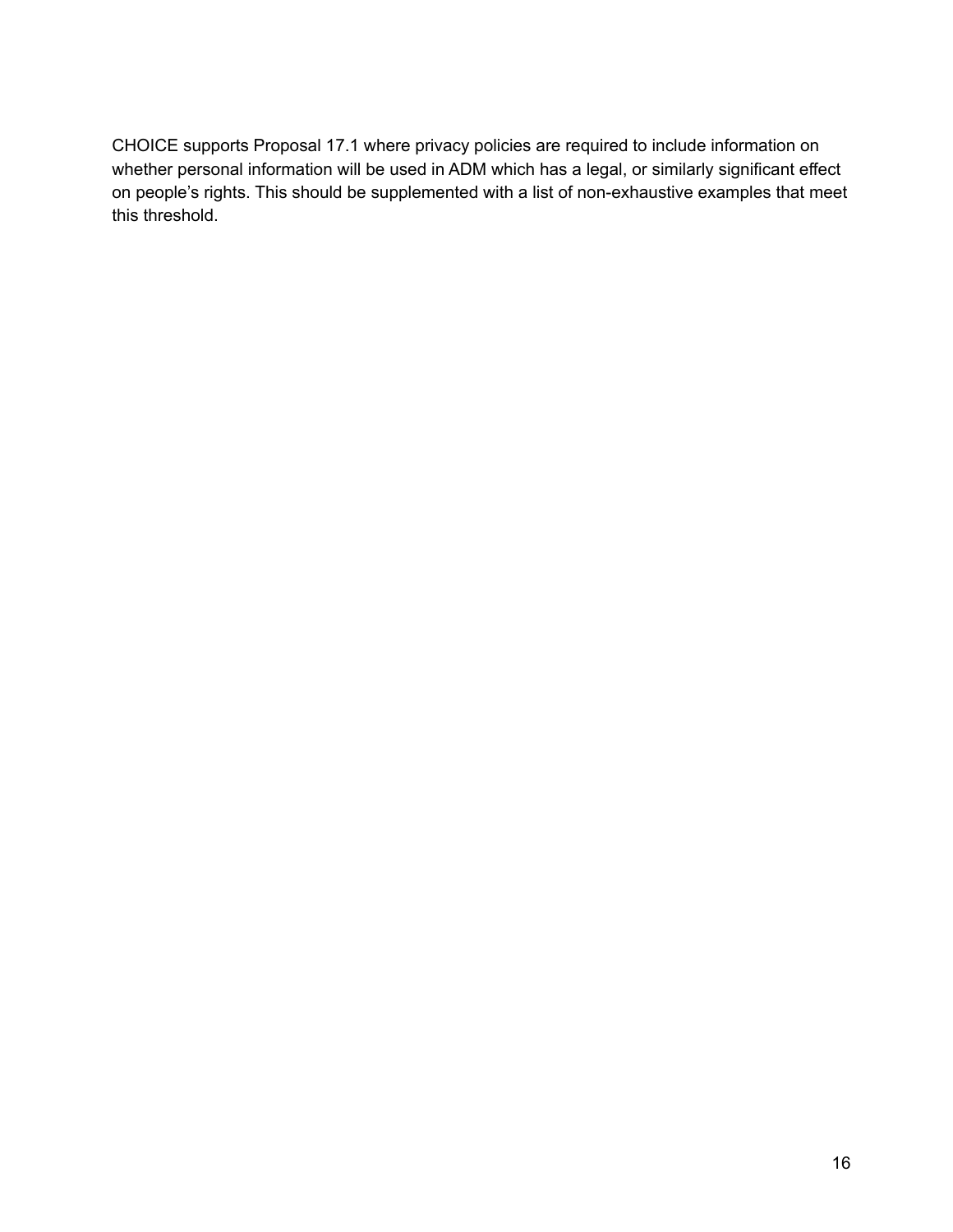CHOICE supports Proposal 17.1 where privacy policies are required to include information on whether personal information will be used in ADM which has a legal, or similarly significant effect on people's rights. This should be supplemented with a list of non-exhaustive examples that meet this threshold.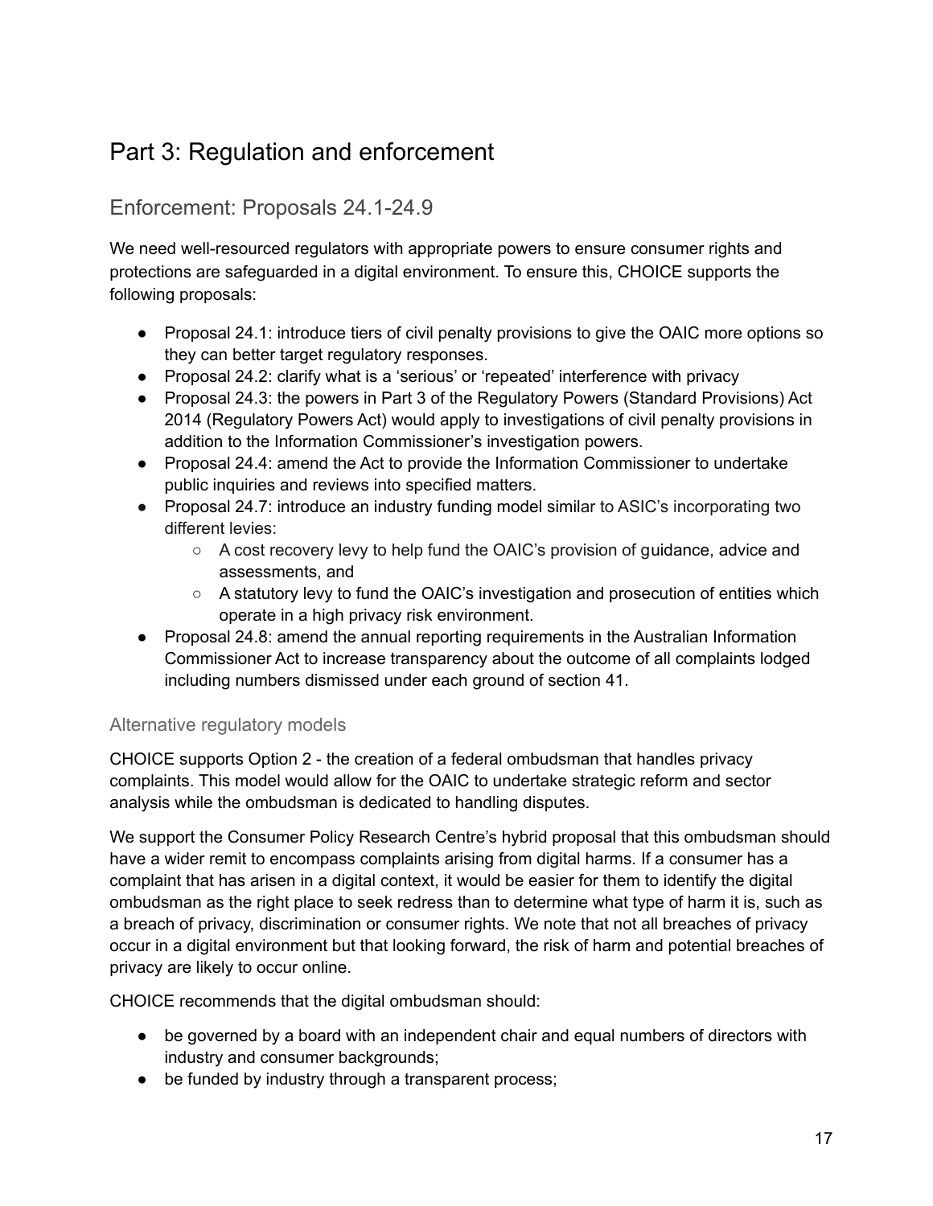# Part 3: Regulation and enforcement

## Enforcement: Proposals 24.1-24.9

We need well-resourced regulators with appropriate powers to ensure consumer rights and protections are safeguarded in a digital environment. To ensure this, CHOICE supports the following proposals:

- Proposal 24.1: introduce tiers of civil penalty provisions to give the OAIC more options so they can better target regulatory responses.
- Proposal 24.2: clarify what is a 'serious' or 'repeated' interference with privacy
- Proposal 24.3: the powers in Part 3 of the Regulatory Powers (Standard Provisions) Act 2014 (Regulatory Powers Act) would apply to investigations of civil penalty provisions in addition to the Information Commissioner's investigation powers.
- Proposal 24.4: amend the Act to provide the Information Commissioner to undertake public inquiries and reviews into specified matters.
- Proposal 24.7: introduce an industry funding model similar to ASIC's incorporating two different levies:
  - A cost recovery levy to help fund the OAIC's provision of guidance, advice and assessments, and
  - A statutory levy to fund the OAIC's investigation and prosecution of entities which operate in a high privacy risk environment.
- Proposal 24.8: amend the annual reporting requirements in the Australian Information Commissioner Act to increase transparency about the outcome of all complaints lodged including numbers dismissed under each ground of section 41.

### Alternative regulatory models

CHOICE supports Option 2 - the creation of a federal ombudsman that handles privacy complaints. This model would allow for the OAIC to undertake strategic reform and sector analysis while the ombudsman is dedicated to handling disputes.

We support the Consumer Policy Research Centre's hybrid proposal that this ombudsman should have a wider remit to encompass complaints arising from digital harms. If a consumer has a complaint that has arisen in a digital context, it would be easier for them to identify the digital ombudsman as the right place to seek redress than to determine what type of harm it is, such as a breach of privacy, discrimination or consumer rights. We note that not all breaches of privacy occur in a digital environment but that looking forward, the risk of harm and potential breaches of privacy are likely to occur online.

CHOICE recommends that the digital ombudsman should:

- be governed by a board with an independent chair and equal numbers of directors with industry and consumer backgrounds;
- be funded by industry through a transparent process;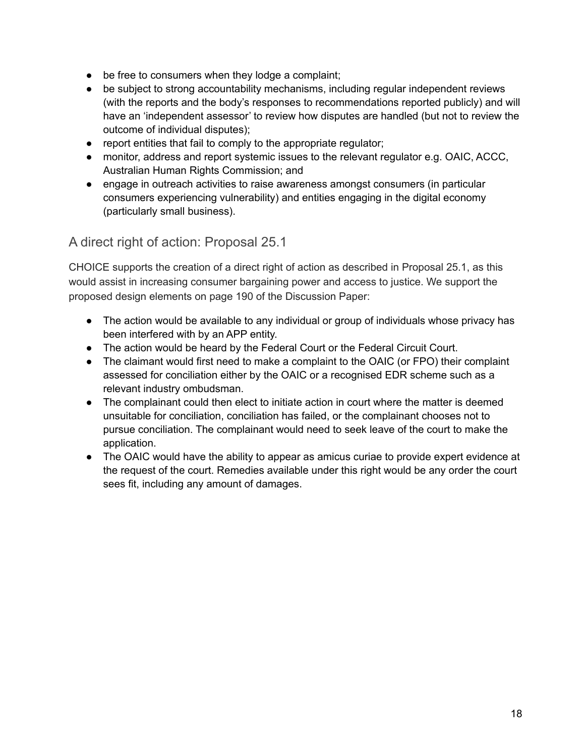- be free to consumers when they lodge a complaint;
- be subject to strong accountability mechanisms, including regular independent reviews (with the reports and the body's responses to recommendations reported publicly) and will have an 'independent assessor' to review how disputes are handled (but not to review the outcome of individual disputes);
- report entities that fail to comply to the appropriate regulator;
- monitor, address and report systemic issues to the relevant regulator e.g. OAIC, ACCC, Australian Human Rights Commission; and
- engage in outreach activities to raise awareness amongst consumers (in particular consumers experiencing vulnerability) and entities engaging in the digital economy (particularly small business).

## A direct right of action: Proposal 25.1

CHOICE supports the creation of a direct right of action as described in Proposal 25.1, as this would assist in increasing consumer bargaining power and access to justice. We support the proposed design elements on page 190 of the Discussion Paper:

- The action would be available to any individual or group of individuals whose privacy has been interfered with by an APP entity.
- The action would be heard by the Federal Court or the Federal Circuit Court.
- The claimant would first need to make a complaint to the OAIC (or FPO) their complaint assessed for conciliation either by the OAIC or a recognised EDR scheme such as a relevant industry ombudsman.
- The complainant could then elect to initiate action in court where the matter is deemed unsuitable for conciliation, conciliation has failed, or the complainant chooses not to pursue conciliation. The complainant would need to seek leave of the court to make the application.
- The OAIC would have the ability to appear as amicus curiae to provide expert evidence at the request of the court. Remedies available under this right would be any order the court sees fit, including any amount of damages.